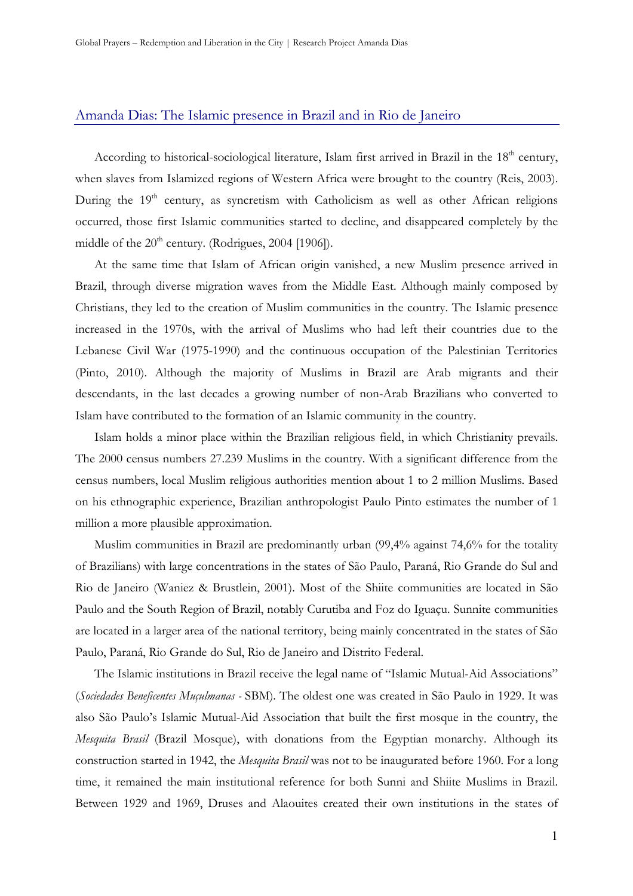## Amanda Dias: The Islamic presence in Brazil and in Rio de Janeiro

According to historical-sociological literature, Islam first arrived in Brazil in the 18th century, when slaves from Islamized regions of Western Africa were brought to the country (Reis, 2003). During the 19th century, as syncretism with Catholicism as well as other African religions occurred, those first Islamic communities started to decline, and disappeared completely by the middle of the 20th century. (Rodrigues, 2004 [1906]).

At the same time that Islam of African origin vanished, a new Muslim presence arrived in Brazil, through diverse migration waves from the Middle East. Although mainly composed by Christians, they led to the creation of Muslim communities in the country. The Islamic presence increased in the 1970s, with the arrival of Muslims who had left their countries due to the Lebanese Civil War (1975-1990) and the continuous occupation of the Palestinian Territories (Pinto, 2010). Although the majority of Muslims in Brazil are Arab migrants and their descendants, in the last decades a growing number of non-Arab Brazilians who converted to Islam have contributed to the formation of an Islamic community in the country.

Islam holds a minor place within the Brazilian religious field, in which Christianity prevails. The 2000 census numbers 27.239 Muslims in the country. With a significant difference from the census numbers, local Muslim religious authorities mention about 1 to 2 million Muslims. Based on his ethnographic experience, Brazilian anthropologist Paulo Pinto estimates the number of 1 million a more plausible approximation.

Muslim communities in Brazil are predominantly urban (99,4% against 74,6% for the totality of Brazilians) with large concentrations in the states of São Paulo, Paraná, Rio Grande do Sul and Rio de Janeiro (Waniez & Brustlein, 2001). Most of the Shiite communities are located in São Paulo and the South Region of Brazil, notably Curutiba and Foz do Iguaçu. Sunnite communities are located in a larger area of the national territory, being mainly concentrated in the states of São Paulo, Paraná, Rio Grande do Sul, Rio de Janeiro and Distrito Federal.

The Islamic institutions in Brazil receive the legal name of "Islamic Mutual-Aid Associations" (*Sociedades Beneficentes Muçulmanas* - SBM). The oldest one was created in São Paulo in 1929. It was also São Paulo's Islamic Mutual-Aid Association that built the first mosque in the country, the *Mesquita Brasil* (Brazil Mosque), with donations from the Egyptian monarchy. Although its construction started in 1942, the *Mesquita Brasil* was not to be inaugurated before 1960. For a long time, it remained the main institutional reference for both Sunni and Shiite Muslims in Brazil. Between 1929 and 1969, Druses and Alaouites created their own institutions in the states of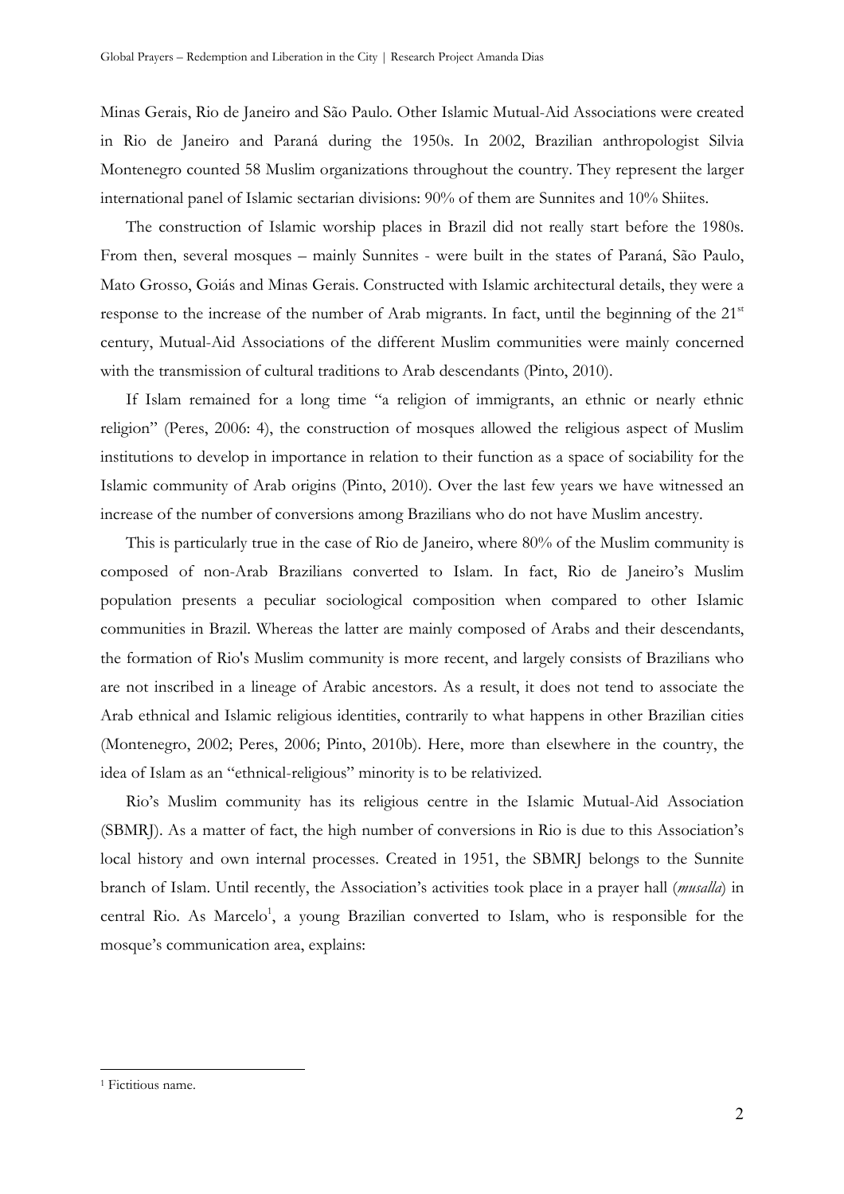Minas Gerais, Rio de Janeiro and São Paulo. Other Islamic Mutual-Aid Associations were created in Rio de Janeiro and Paraná during the 1950s. In 2002, Brazilian anthropologist Silvia Montenegro counted 58 Muslim organizations throughout the country. They represent the larger international panel of Islamic sectarian divisions: 90% of them are Sunnites and 10% Shiites.

The construction of Islamic worship places in Brazil did not really start before the 1980s. From then, several mosques – mainly Sunnites - were built in the states of Paraná, São Paulo, Mato Grosso, Goiás and Minas Gerais. Constructed with Islamic architectural details, they were a response to the increase of the number of Arab migrants. In fact, until the beginning of the 21st century, Mutual-Aid Associations of the different Muslim communities were mainly concerned with the transmission of cultural traditions to Arab descendants (Pinto, 2010).

If Islam remained for a long time "a religion of immigrants, an ethnic or nearly ethnic religion" (Peres, 2006: 4), the construction of mosques allowed the religious aspect of Muslim institutions to develop in importance in relation to their function as a space of sociability for the Islamic community of Arab origins (Pinto, 2010). Over the last few years we have witnessed an increase of the number of conversions among Brazilians who do not have Muslim ancestry.

This is particularly true in the case of Rio de Janeiro, where 80% of the Muslim community is composed of non-Arab Brazilians converted to Islam. In fact, Rio de Janeiro's Muslim population presents a peculiar sociological composition when compared to other Islamic communities in Brazil. Whereas the latter are mainly composed of Arabs and their descendants, the formation of Rio's Muslim community is more recent, and largely consists of Brazilians who are not inscribed in a lineage of Arabic ancestors. As a result, it does not tend to associate the Arab ethnical and Islamic religious identities, contrarily to what happens in other Brazilian cities (Montenegro, 2002; Peres, 2006; Pinto, 2010b). Here, more than elsewhere in the country, the idea of Islam as an "ethnical-religious" minority is to be relativized.

Rio's Muslim community has its religious centre in the Islamic Mutual-Aid Association (SBMRJ). As a matter of fact, the high number of conversions in Rio is due to this Association's local history and own internal processes. Created in 1951, the SBMRJ belongs to the Sunnite branch of Islam. Until recently, the Association's activities took place in a prayer hall (*musalla*) in central Rio. As Marcelo[1], a young Brazilian converted to Islam, who is responsible for the mosque's communication area, explains:

[1] Fictitious name.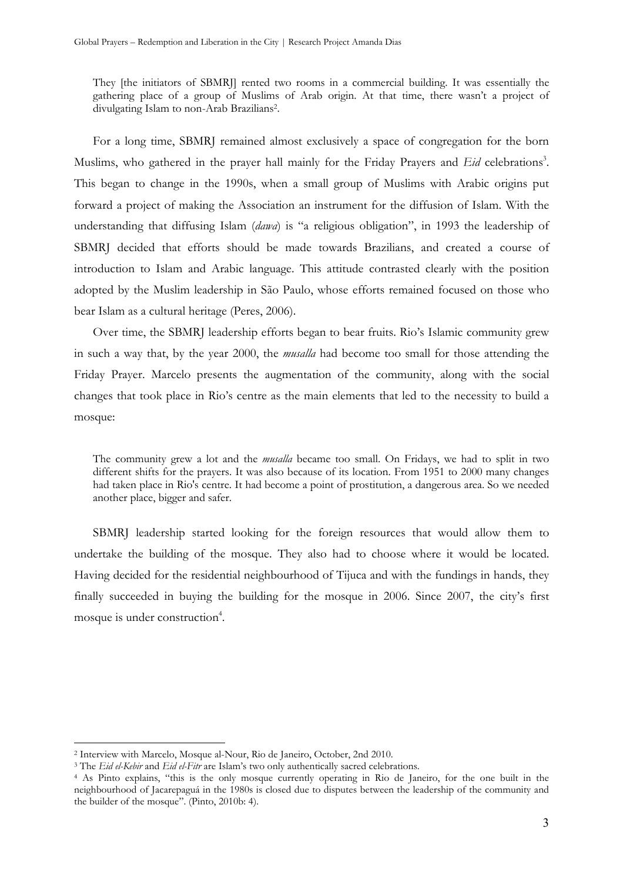> They [the initiators of SBMRJ] rented two rooms in a commercial building. It was essentially the gathering place of a group of Muslims of Arab origin. At that time, there wasn't a project of divulgating Islam to non-Arab Brazilians[2].

For a long time, SBMRJ remained almost exclusively a space of congregation for the born Muslims, who gathered in the prayer hall mainly for the Friday Prayers and *Eid* celebrations[3]. This began to change in the 1990s, when a small group of Muslims with Arabic origins put forward a project of making the Association an instrument for the diffusion of Islam. With the understanding that diffusing Islam (*dawa*) is "a religious obligation", in 1993 the leadership of SBMRJ decided that efforts should be made towards Brazilians, and created a course of introduction to Islam and Arabic language. This attitude contrasted clearly with the position adopted by the Muslim leadership in São Paulo, whose efforts remained focused on those who bear Islam as a cultural heritage (Peres, 2006).

Over time, the SBMRJ leadership efforts began to bear fruits. Rio's Islamic community grew in such a way that, by the year 2000, the *musalla* had become too small for those attending the Friday Prayer. Marcelo presents the augmentation of the community, along with the social changes that took place in Rio's centre as the main elements that led to the necessity to build a mosque:

> The community grew a lot and the *musalla* became too small. On Fridays, we had to split in two different shifts for the prayers. It was also because of its location. From 1951 to 2000 many changes had taken place in Rio's centre. It had become a point of prostitution, a dangerous area. So we needed another place, bigger and safer.

SBMRJ leadership started looking for the foreign resources that would allow them to undertake the building of the mosque. They also had to choose where it would be located. Having decided for the residential neighbourhood of Tijuca and with the fundings in hands, they finally succeeded in buying the building for the mosque in 2006. Since 2007, the city's first mosque is under construction[4].

---

[2] Interview with Marcelo, Mosque al-Nour, Rio de Janeiro, October, 2nd 2010.

[3] The *Eid el-Kebir* and *Eid el-Fitr* are Islam's two only authentically sacred celebrations.

[4] As Pinto explains, "this is the only mosque currently operating in Rio de Janeiro, for the one built in the neighbourhood of Jacarepaguá in the 1980s is closed due to disputes between the leadership of the community and the builder of the mosque". (Pinto, 2010b: 4).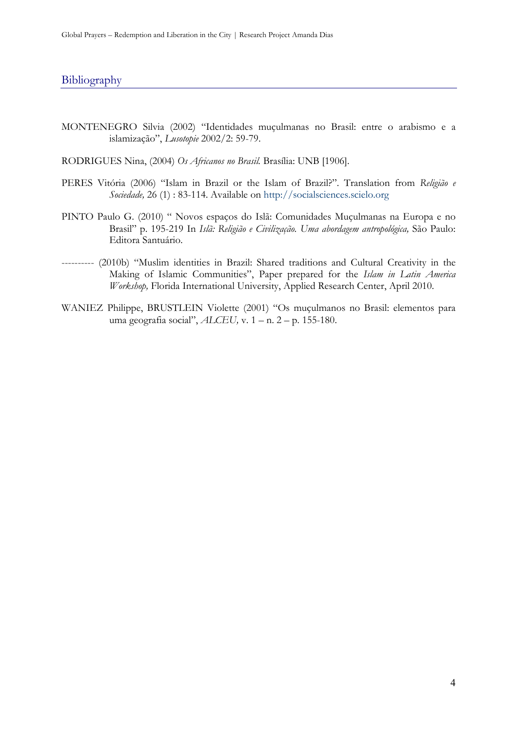## Bibliography

MONTENEGRO Silvia (2002) "Identidades muçulmanas no Brasil: entre o arabismo e a islamização", *Lusotopie* 2002/2: 59-79.

RODRIGUES Nina, (2004) *Os Africanos no Brasil.* Brasília: UNB [1906].

PERES Vitória (2006) "Islam in Brazil or the Islam of Brazil?". Translation from *Religião e Sociedade,* 26 (1) : 83-114. Available on http://socialsciences.scielo.org

PINTO Paulo G. (2010) " Novos espaços do Islã: Comunidades Muçulmanas na Europa e no Brasil" p. 195-219 In *Islã: Religião e Civilização. Uma abordagem antropológica,* São Paulo: Editora Santuário.

---------- (2010b) "Muslim identities in Brazil: Shared traditions and Cultural Creativity in the Making of Islamic Communities", Paper prepared for the *Islam in Latin America Workshop,* Florida International University, Applied Research Center, April 2010.

WANIEZ Philippe, BRUSTLEIN Violette (2001) "Os muçulmanos no Brasil: elementos para uma geografia social", *ALCEU,* v. 1 – n. 2 – p. 155-180.